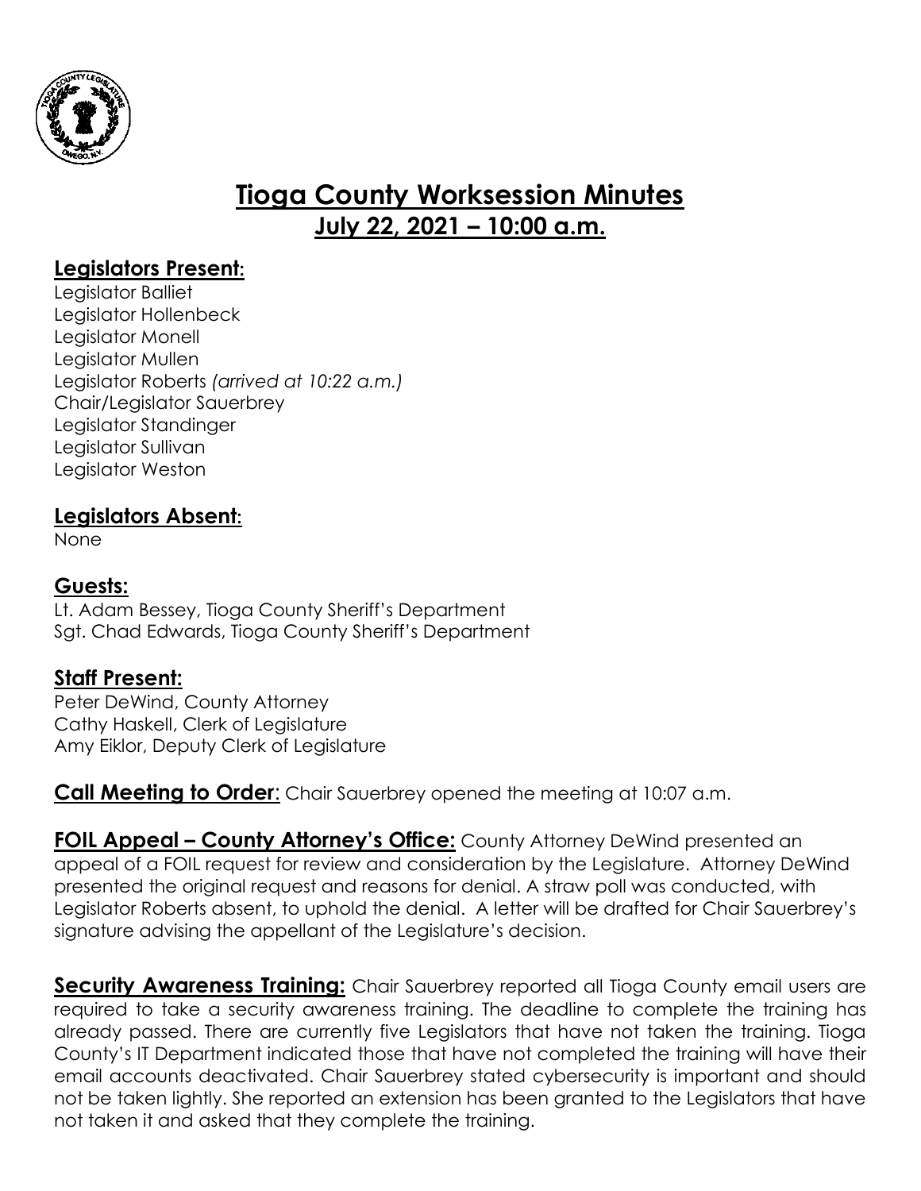# Tioga County Worksession Minutes

## July 22, 2021 – 10:00 a.m.

### Legislators Present:

Legislator Balliet
Legislator Hollenbeck
Legislator Monell
Legislator Mullen
Legislator Roberts *(arrived at 10:22 a.m.)*
Chair/Legislator Sauerbrey
Legislator Standinger
Legislator Sullivan
Legislator Weston

### Legislators Absent:

None

### Guests:

Lt. Adam Bessey, Tioga County Sheriff's Department
Sgt. Chad Edwards, Tioga County Sheriff's Department

### Staff Present:

Peter DeWind, County Attorney
Cathy Haskell, Clerk of Legislature
Amy Eiklor, Deputy Clerk of Legislature

**Call Meeting to Order**: Chair Sauerbrey opened the meeting at 10:07 a.m.

**FOIL Appeal – County Attorney's Office:** County Attorney DeWind presented an appeal of a FOIL request for review and consideration by the Legislature. Attorney DeWind presented the original request and reasons for denial. A straw poll was conducted, with Legislator Roberts absent, to uphold the denial. A letter will be drafted for Chair Sauerbrey's signature advising the appellant of the Legislature's decision.

**Security Awareness Training:** Chair Sauerbrey reported all Tioga County email users are required to take a security awareness training. The deadline to complete the training has already passed. There are currently five Legislators that have not taken the training. Tioga County's IT Department indicated those that have not completed the training will have their email accounts deactivated. Chair Sauerbrey stated cybersecurity is important and should not be taken lightly. She reported an extension has been granted to the Legislators that have not taken it and asked that they complete the training.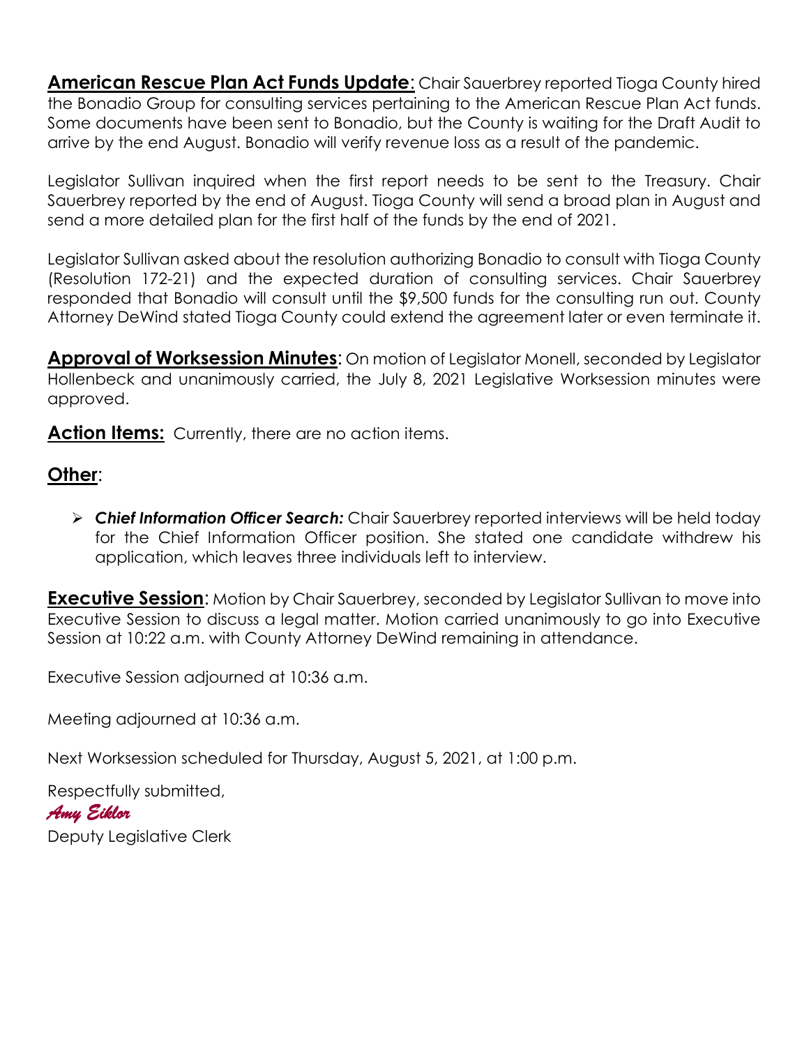**American Rescue Plan Act Funds Update**: Chair Sauerbrey reported Tioga County hired the Bonadio Group for consulting services pertaining to the American Rescue Plan Act funds. Some documents have been sent to Bonadio, but the County is waiting for the Draft Audit to arrive by the end August. Bonadio will verify revenue loss as a result of the pandemic.

Legislator Sullivan inquired when the first report needs to be sent to the Treasury. Chair Sauerbrey reported by the end of August. Tioga County will send a broad plan in August and send a more detailed plan for the first half of the funds by the end of 2021.

Legislator Sullivan asked about the resolution authorizing Bonadio to consult with Tioga County (Resolution 172-21) and the expected duration of consulting services. Chair Sauerbrey responded that Bonadio will consult until the $9,500 funds for the consulting run out. County Attorney DeWind stated Tioga County could extend the agreement later or even terminate it.

**Approval of Worksession Minutes**: On motion of Legislator Monell, seconded by Legislator Hollenbeck and unanimously carried, the July 8, 2021 Legislative Worksession minutes were approved.

**Action Items:** Currently, there are no action items.

**Other**:

- ***Chief Information Officer Search:*** Chair Sauerbrey reported interviews will be held today for the Chief Information Officer position. She stated one candidate withdrew his application, which leaves three individuals left to interview.

**Executive Session**: Motion by Chair Sauerbrey, seconded by Legislator Sullivan to move into Executive Session to discuss a legal matter. Motion carried unanimously to go into Executive Session at 10:22 a.m. with County Attorney DeWind remaining in attendance.

Executive Session adjourned at 10:36 a.m.

Meeting adjourned at 10:36 a.m.

Next Worksession scheduled for Thursday, August 5, 2021, at 1:00 p.m.

Respectfully submitted,

*Amy Eiklor*

Deputy Legislative Clerk